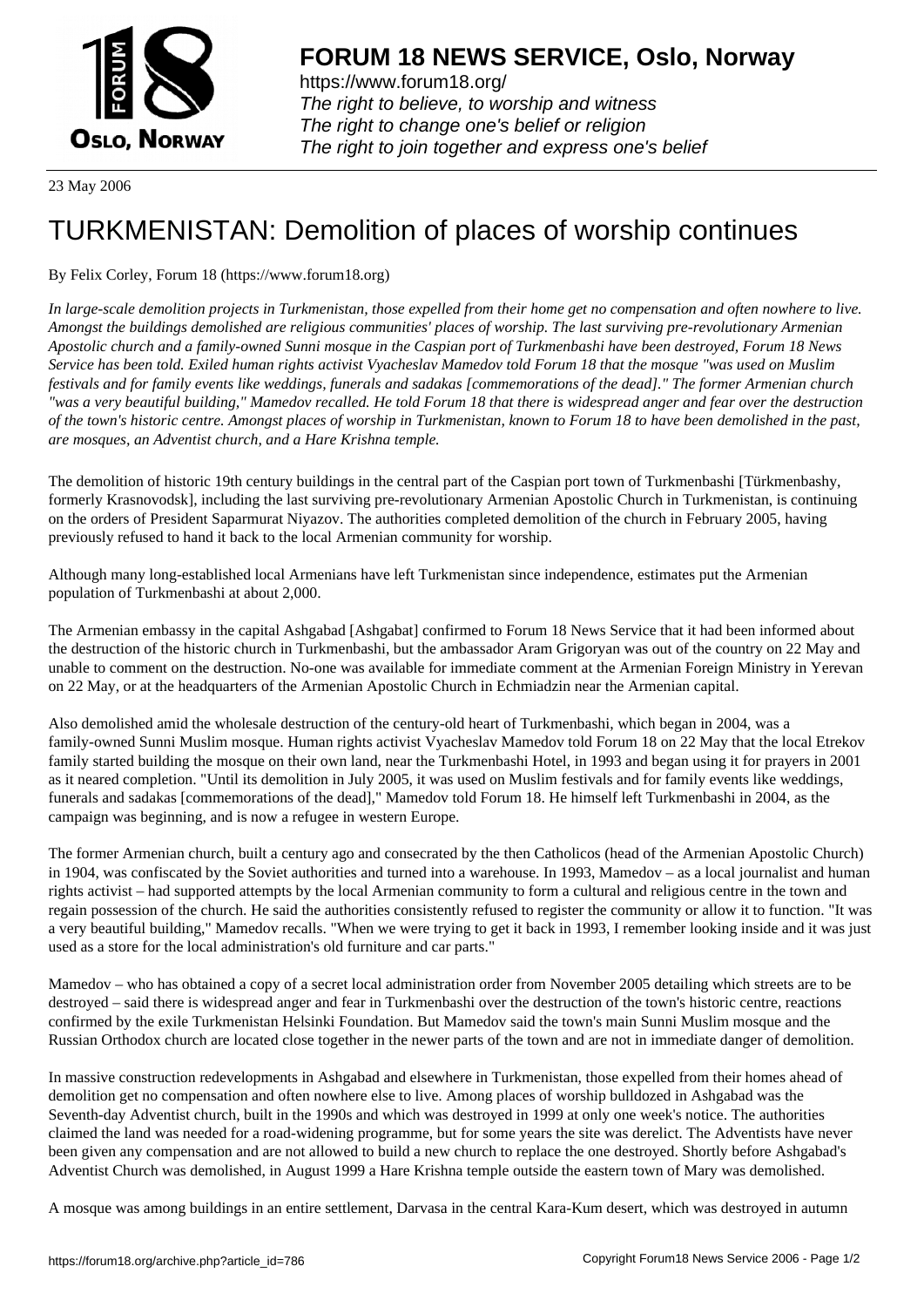**FORUM 18 NEWS SERVICE, Oslo, Norway**

https://www.forum18.org/
*The right to believe, to worship and witness*
*The right to change one's belief or religion*
*The right to join together and express one's belief*

23 May 2006

# TURKMENISTAN: Demolition of places of worship continues

By Felix Corley, Forum 18 (https://www.forum18.org)

*In large-scale demolition projects in Turkmenistan, those expelled from their home get no compensation and often nowhere to live. Amongst the buildings demolished are religious communities' places of worship. The last surviving pre-revolutionary Armenian Apostolic church and a family-owned Sunni mosque in the Caspian port of Turkmenbashi have been destroyed, Forum 18 News Service has been told. Exiled human rights activist Vyacheslav Mamedov told Forum 18 that the mosque "was used on Muslim festivals and for family events like weddings, funerals and sadakas [commemorations of the dead]." The former Armenian church "was a very beautiful building," Mamedov recalled. He told Forum 18 that there is widespread anger and fear over the destruction of the town's historic centre. Amongst places of worship in Turkmenistan, known to Forum 18 to have been demolished in the past, are mosques, an Adventist church, and a Hare Krishna temple.*

The demolition of historic 19th century buildings in the central part of the Caspian port town of Turkmenbashi [Türkmenbashy, formerly Krasnovodsk], including the last surviving pre-revolutionary Armenian Apostolic Church in Turkmenistan, is continuing on the orders of President Saparmurat Niyazov. The authorities completed demolition of the church in February 2005, having previously refused to hand it back to the local Armenian community for worship.

Although many long-established local Armenians have left Turkmenistan since independence, estimates put the Armenian population of Turkmenbashi at about 2,000.

The Armenian embassy in the capital Ashgabad [Ashgabat] confirmed to Forum 18 News Service that it had been informed about the destruction of the historic church in Turkmenbashi, but the ambassador Aram Grigoryan was out of the country on 22 May and unable to comment on the destruction. No-one was available for immediate comment at the Armenian Foreign Ministry in Yerevan on 22 May, or at the headquarters of the Armenian Apostolic Church in Echmiadzin near the Armenian capital.

Also demolished amid the wholesale destruction of the century-old heart of Turkmenbashi, which began in 2004, was a family-owned Sunni Muslim mosque. Human rights activist Vyacheslav Mamedov told Forum 18 on 22 May that the local Etrekov family started building the mosque on their own land, near the Turkmenbashi Hotel, in 1993 and began using it for prayers in 2001 as it neared completion. "Until its demolition in July 2005, it was used on Muslim festivals and for family events like weddings, funerals and sadakas [commemorations of the dead]," Mamedov told Forum 18. He himself left Turkmenbashi in 2004, as the campaign was beginning, and is now a refugee in western Europe.

The former Armenian church, built a century ago and consecrated by the then Catholicos (head of the Armenian Apostolic Church) in 1904, was confiscated by the Soviet authorities and turned into a warehouse. In 1993, Mamedov – as a local journalist and human rights activist – had supported attempts by the local Armenian community to form a cultural and religious centre in the town and regain possession of the church. He said the authorities consistently refused to register the community or allow it to function. "It was a very beautiful building," Mamedov recalls. "When we were trying to get it back in 1993, I remember looking inside and it was just used as a store for the local administration's old furniture and car parts."

Mamedov – who has obtained a copy of a secret local administration order from November 2005 detailing which streets are to be destroyed – said there is widespread anger and fear in Turkmenbashi over the destruction of the town's historic centre, reactions confirmed by the exile Turkmenistan Helsinki Foundation. But Mamedov said the town's main Sunni Muslim mosque and the Russian Orthodox church are located close together in the newer parts of the town and are not in immediate danger of demolition.

In massive construction redevelopments in Ashgabad and elsewhere in Turkmenistan, those expelled from their homes ahead of demolition get no compensation and often nowhere else to live. Among places of worship bulldozed in Ashgabad was the Seventh-day Adventist church, built in the 1990s and which was destroyed in 1999 at only one week's notice. The authorities claimed the land was needed for a road-widening programme, but for some years the site was derelict. The Adventists have never been given any compensation and are not allowed to build a new church to replace the one destroyed. Shortly before Ashgabad's Adventist Church was demolished, in August 1999 a Hare Krishna temple outside the eastern town of Mary was demolished.

A mosque was among buildings in an entire settlement, Darvasa in the central Kara-Kum desert, which was destroyed in autumn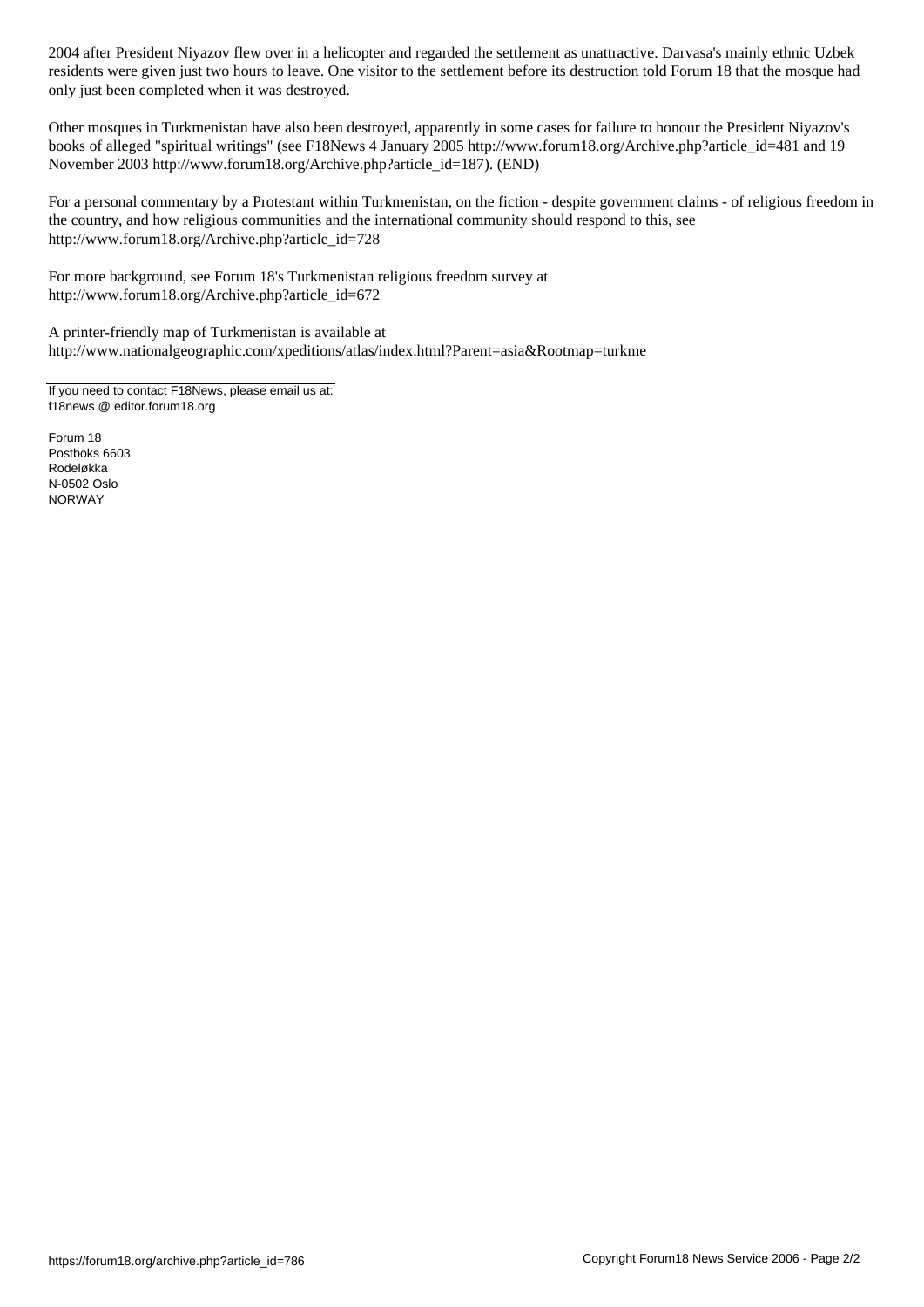2004 after President Niyazov flew over in a helicopter and regarded the settlement as unattractive. Darvasa's mainly ethnic Uzbek residents were given just two hours to leave. One visitor to the settlement before its destruction told Forum 18 that the mosque had only just been completed when it was destroyed.

Other mosques in Turkmenistan have also been destroyed, apparently in some cases for failure to honour the President Niyazov's books of alleged "spiritual writings" (see F18News 4 January 2005 http://www.forum18.org/Archive.php?article_id=481 and 19 November 2003 http://www.forum18.org/Archive.php?article_id=187). (END)

For a personal commentary by a Protestant within Turkmenistan, on the fiction - despite government claims - of religious freedom in the country, and how religious communities and the international community should respond to this, see http://www.forum18.org/Archive.php?article_id=728

For more background, see Forum 18's Turkmenistan religious freedom survey at http://www.forum18.org/Archive.php?article_id=672

A printer-friendly map of Turkmenistan is available at http://www.nationalgeographic.com/xpeditions/atlas/index.html?Parent=asia&Rootmap=turkme

If you need to contact F18News, please email us at:
f18news @ editor.forum18.org

Forum 18
Postboks 6603
Rodeløkka
N-0502 Oslo
NORWAY